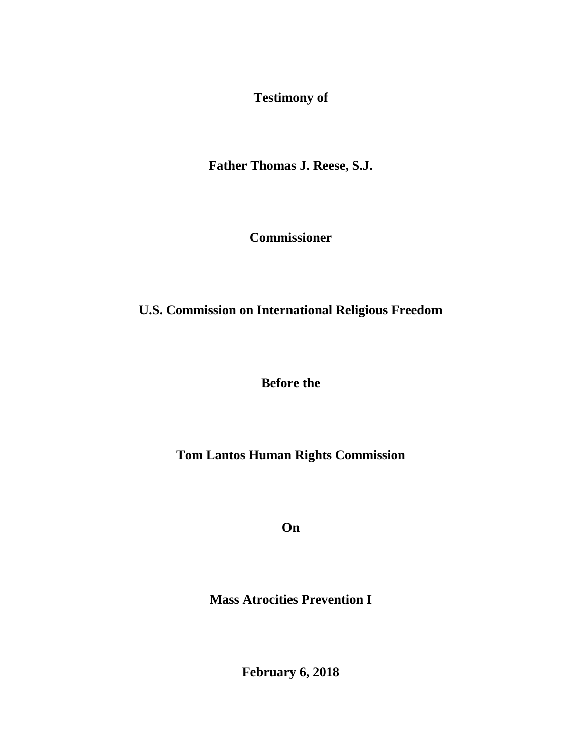**Testimony of**

**Father Thomas J. Reese, S.J.**

**Commissioner**

**U.S. Commission on International Religious Freedom**

**Before the**

**Tom Lantos Human Rights Commission**

**On**

**Mass Atrocities Prevention I**

**February 6, 2018**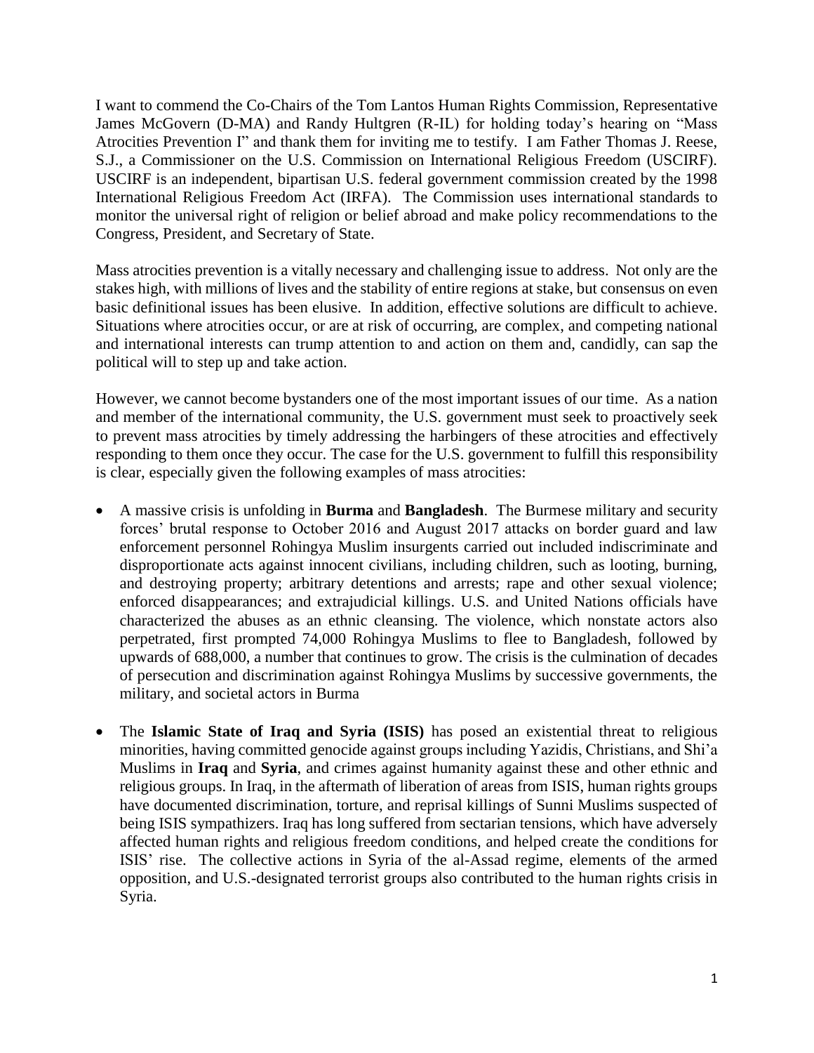I want to commend the Co-Chairs of the Tom Lantos Human Rights Commission, Representative James McGovern (D-MA) and Randy Hultgren (R-IL) for holding today's hearing on "Mass Atrocities Prevention I" and thank them for inviting me to testify. I am Father Thomas J. Reese, S.J., a Commissioner on the U.S. Commission on International Religious Freedom (USCIRF). USCIRF is an independent, bipartisan U.S. federal government commission created by the 1998 International Religious Freedom Act (IRFA). The Commission uses international standards to monitor the universal right of religion or belief abroad and make policy recommendations to the Congress, President, and Secretary of State.

Mass atrocities prevention is a vitally necessary and challenging issue to address. Not only are the stakes high, with millions of lives and the stability of entire regions at stake, but consensus on even basic definitional issues has been elusive. In addition, effective solutions are difficult to achieve. Situations where atrocities occur, or are at risk of occurring, are complex, and competing national and international interests can trump attention to and action on them and, candidly, can sap the political will to step up and take action.

However, we cannot become bystanders one of the most important issues of our time. As a nation and member of the international community, the U.S. government must seek to proactively seek to prevent mass atrocities by timely addressing the harbingers of these atrocities and effectively responding to them once they occur. The case for the U.S. government to fulfill this responsibility is clear, especially given the following examples of mass atrocities:

- A massive crisis is unfolding in **Burma** and **Bangladesh**. The Burmese military and security forces' brutal response to October 2016 and August 2017 attacks on border guard and law enforcement personnel Rohingya Muslim insurgents carried out included indiscriminate and disproportionate acts against innocent civilians, including children, such as looting, burning, and destroying property; arbitrary detentions and arrests; rape and other sexual violence; enforced disappearances; and extrajudicial killings. U.S. and United Nations officials have characterized the abuses as an ethnic cleansing. The violence, which nonstate actors also perpetrated, first prompted 74,000 Rohingya Muslims to flee to Bangladesh, followed by upwards of 688,000, a number that continues to grow. The crisis is the culmination of decades of persecution and discrimination against Rohingya Muslims by successive governments, the military, and societal actors in Burma

- The **Islamic State of Iraq and Syria (ISIS)** has posed an existential threat to religious minorities, having committed genocide against groups including Yazidis, Christians, and Shi'a Muslims in **Iraq** and **Syria**, and crimes against humanity against these and other ethnic and religious groups. In Iraq, in the aftermath of liberation of areas from ISIS, human rights groups have documented discrimination, torture, and reprisal killings of Sunni Muslims suspected of being ISIS sympathizers. Iraq has long suffered from sectarian tensions, which have adversely affected human rights and religious freedom conditions, and helped create the conditions for ISIS' rise. The collective actions in Syria of the al-Assad regime, elements of the armed opposition, and U.S.-designated terrorist groups also contributed to the human rights crisis in Syria.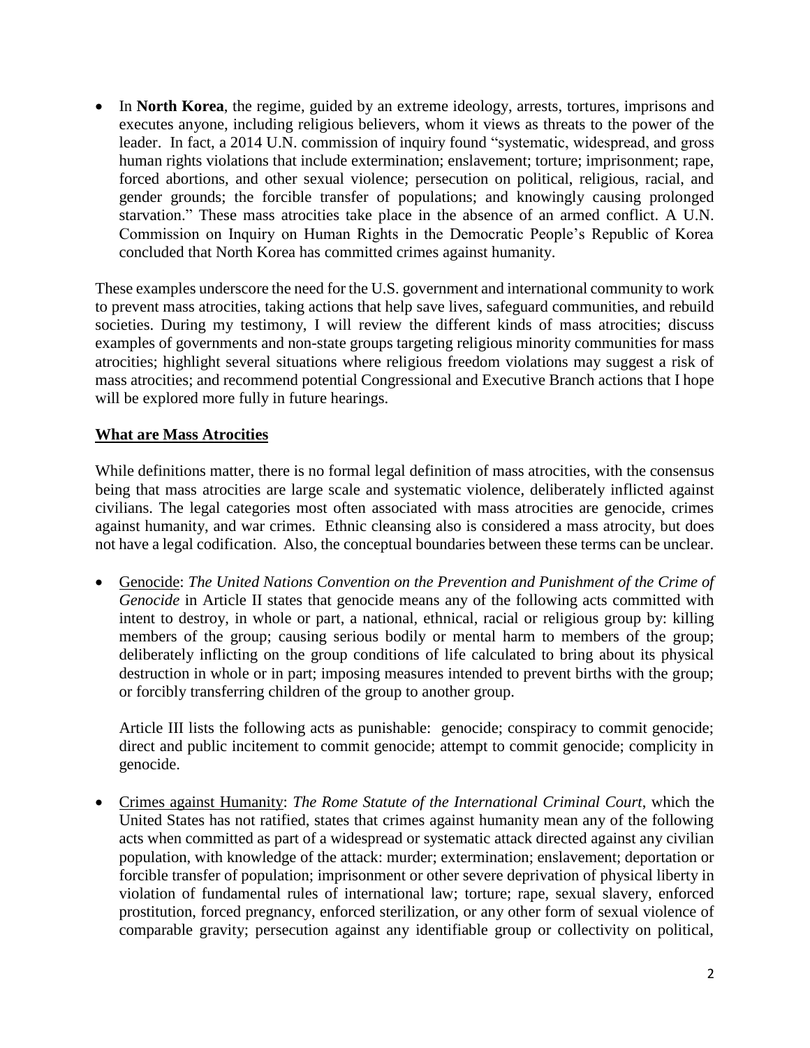- In **North Korea**, the regime, guided by an extreme ideology, arrests, tortures, imprisons and executes anyone, including religious believers, whom it views as threats to the power of the leader. In fact, a 2014 U.N. commission of inquiry found "systematic, widespread, and gross human rights violations that include extermination; enslavement; torture; imprisonment; rape, forced abortions, and other sexual violence; persecution on political, religious, racial, and gender grounds; the forcible transfer of populations; and knowingly causing prolonged starvation." These mass atrocities take place in the absence of an armed conflict. A U.N. Commission on Inquiry on Human Rights in the Democratic People's Republic of Korea concluded that North Korea has committed crimes against humanity.

These examples underscore the need for the U.S. government and international community to work to prevent mass atrocities, taking actions that help save lives, safeguard communities, and rebuild societies. During my testimony, I will review the different kinds of mass atrocities; discuss examples of governments and non-state groups targeting religious minority communities for mass atrocities; highlight several situations where religious freedom violations may suggest a risk of mass atrocities; and recommend potential Congressional and Executive Branch actions that I hope will be explored more fully in future hearings.

## What are Mass Atrocities

While definitions matter, there is no formal legal definition of mass atrocities, with the consensus being that mass atrocities are large scale and systematic violence, deliberately inflicted against civilians. The legal categories most often associated with mass atrocities are genocide, crimes against humanity, and war crimes. Ethnic cleansing also is considered a mass atrocity, but does not have a legal codification. Also, the conceptual boundaries between these terms can be unclear.

- Genocide: *The United Nations Convention on the Prevention and Punishment of the Crime of Genocide* in Article II states that genocide means any of the following acts committed with intent to destroy, in whole or part, a national, ethnical, racial or religious group by: killing members of the group; causing serious bodily or mental harm to members of the group; deliberately inflicting on the group conditions of life calculated to bring about its physical destruction in whole or in part; imposing measures intended to prevent births with the group; or forcibly transferring children of the group to another group.

  Article III lists the following acts as punishable: genocide; conspiracy to commit genocide; direct and public incitement to commit genocide; attempt to commit genocide; complicity in genocide.

- Crimes against Humanity: *The Rome Statute of the International Criminal Court*, which the United States has not ratified, states that crimes against humanity mean any of the following acts when committed as part of a widespread or systematic attack directed against any civilian population, with knowledge of the attack: murder; extermination; enslavement; deportation or forcible transfer of population; imprisonment or other severe deprivation of physical liberty in violation of fundamental rules of international law; torture; rape, sexual slavery, enforced prostitution, forced pregnancy, enforced sterilization, or any other form of sexual violence of comparable gravity; persecution against any identifiable group or collectivity on political,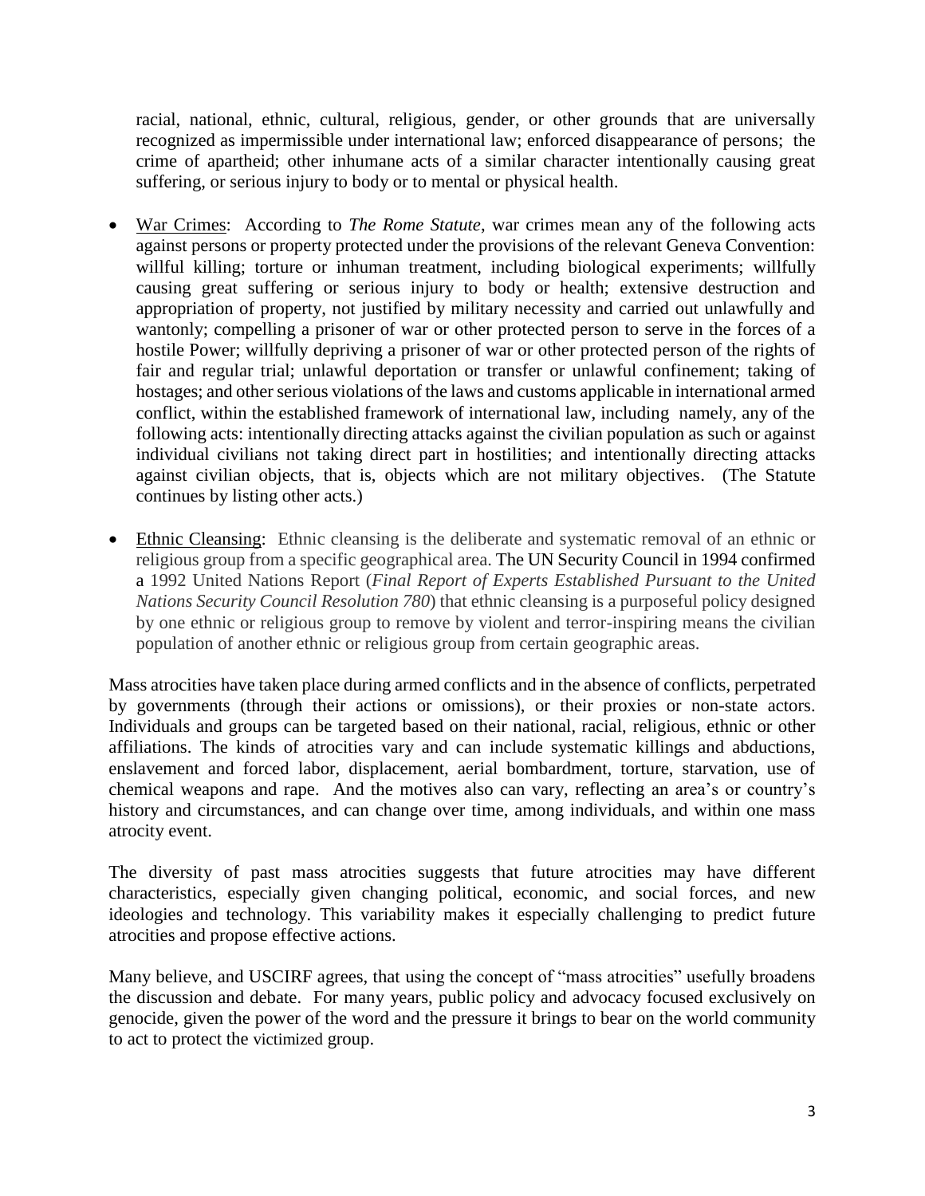racial, national, ethnic, cultural, religious, gender, or other grounds that are universally recognized as impermissible under international law; enforced disappearance of persons; the crime of apartheid; other inhumane acts of a similar character intentionally causing great suffering, or serious injury to body or to mental or physical health.

- War Crimes: According to *The Rome Statute*, war crimes mean any of the following acts against persons or property protected under the provisions of the relevant Geneva Convention: willful killing; torture or inhuman treatment, including biological experiments; willfully causing great suffering or serious injury to body or health; extensive destruction and appropriation of property, not justified by military necessity and carried out unlawfully and wantonly; compelling a prisoner of war or other protected person to serve in the forces of a hostile Power; willfully depriving a prisoner of war or other protected person of the rights of fair and regular trial; unlawful deportation or transfer or unlawful confinement; taking of hostages; and other serious violations of the laws and customs applicable in international armed conflict, within the established framework of international law, including namely, any of the following acts: intentionally directing attacks against the civilian population as such or against individual civilians not taking direct part in hostilities; and intentionally directing attacks against civilian objects, that is, objects which are not military objectives. (The Statute continues by listing other acts.)

- Ethnic Cleansing: Ethnic cleansing is the deliberate and systematic removal of an ethnic or religious group from a specific geographical area. The UN Security Council in 1994 confirmed a 1992 United Nations Report (*Final Report of Experts Established Pursuant to the United Nations Security Council Resolution 780*) that ethnic cleansing is a purposeful policy designed by one ethnic or religious group to remove by violent and terror-inspiring means the civilian population of another ethnic or religious group from certain geographic areas.

Mass atrocities have taken place during armed conflicts and in the absence of conflicts, perpetrated by governments (through their actions or omissions), or their proxies or non-state actors. Individuals and groups can be targeted based on their national, racial, religious, ethnic or other affiliations. The kinds of atrocities vary and can include systematic killings and abductions, enslavement and forced labor, displacement, aerial bombardment, torture, starvation, use of chemical weapons and rape. And the motives also can vary, reflecting an area's or country's history and circumstances, and can change over time, among individuals, and within one mass atrocity event.

The diversity of past mass atrocities suggests that future atrocities may have different characteristics, especially given changing political, economic, and social forces, and new ideologies and technology. This variability makes it especially challenging to predict future atrocities and propose effective actions.

Many believe, and USCIRF agrees, that using the concept of "mass atrocities" usefully broadens the discussion and debate. For many years, public policy and advocacy focused exclusively on genocide, given the power of the word and the pressure it brings to bear on the world community to act to protect the victimized group.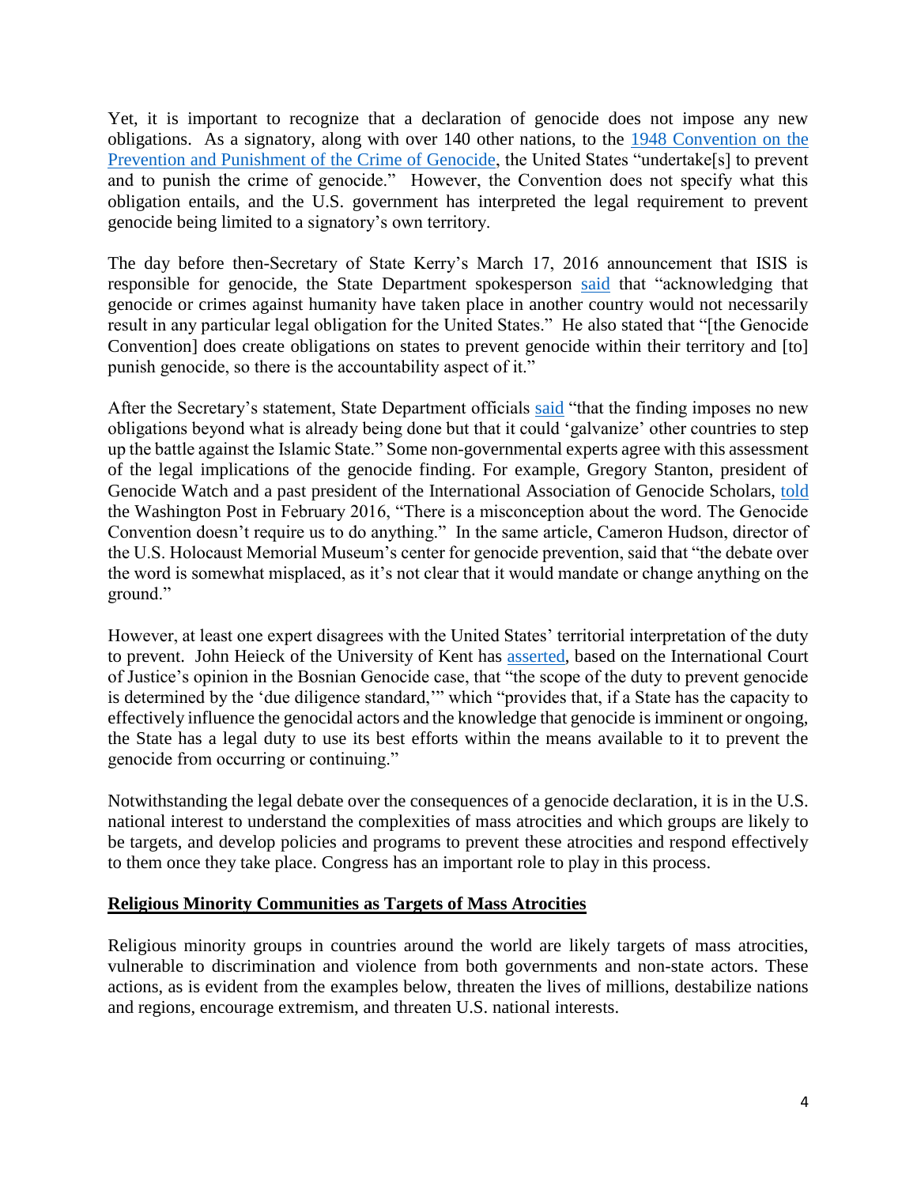Yet, it is important to recognize that a declaration of genocide does not impose any new obligations. As a signatory, along with over 140 other nations, to the 1948 Convention on the Prevention and Punishment of the Crime of Genocide, the United States "undertake[s] to prevent and to punish the crime of genocide." However, the Convention does not specify what this obligation entails, and the U.S. government has interpreted the legal requirement to prevent genocide being limited to a signatory's own territory.

The day before then-Secretary of State Kerry's March 17, 2016 announcement that ISIS is responsible for genocide, the State Department spokesperson said that "acknowledging that genocide or crimes against humanity have taken place in another country would not necessarily result in any particular legal obligation for the United States." He also stated that "[the Genocide Convention] does create obligations on states to prevent genocide within their territory and [to] punish genocide, so there is the accountability aspect of it."

After the Secretary's statement, State Department officials said "that the finding imposes no new obligations beyond what is already being done but that it could 'galvanize' other countries to step up the battle against the Islamic State." Some non-governmental experts agree with this assessment of the legal implications of the genocide finding. For example, Gregory Stanton, president of Genocide Watch and a past president of the International Association of Genocide Scholars, told the Washington Post in February 2016, "There is a misconception about the word. The Genocide Convention doesn't require us to do anything." In the same article, Cameron Hudson, director of the U.S. Holocaust Memorial Museum's center for genocide prevention, said that "the debate over the word is somewhat misplaced, as it's not clear that it would mandate or change anything on the ground."

However, at least one expert disagrees with the United States' territorial interpretation of the duty to prevent. John Heieck of the University of Kent has asserted, based on the International Court of Justice's opinion in the Bosnian Genocide case, that "the scope of the duty to prevent genocide is determined by the 'due diligence standard,'" which "provides that, if a State has the capacity to effectively influence the genocidal actors and the knowledge that genocide is imminent or ongoing, the State has a legal duty to use its best efforts within the means available to it to prevent the genocide from occurring or continuing."

Notwithstanding the legal debate over the consequences of a genocide declaration, it is in the U.S. national interest to understand the complexities of mass atrocities and which groups are likely to be targets, and develop policies and programs to prevent these atrocities and respond effectively to them once they take place. Congress has an important role to play in this process.

**Religious Minority Communities as Targets of Mass Atrocities**

Religious minority groups in countries around the world are likely targets of mass atrocities, vulnerable to discrimination and violence from both governments and non-state actors. These actions, as is evident from the examples below, threaten the lives of millions, destabilize nations and regions, encourage extremism, and threaten U.S. national interests.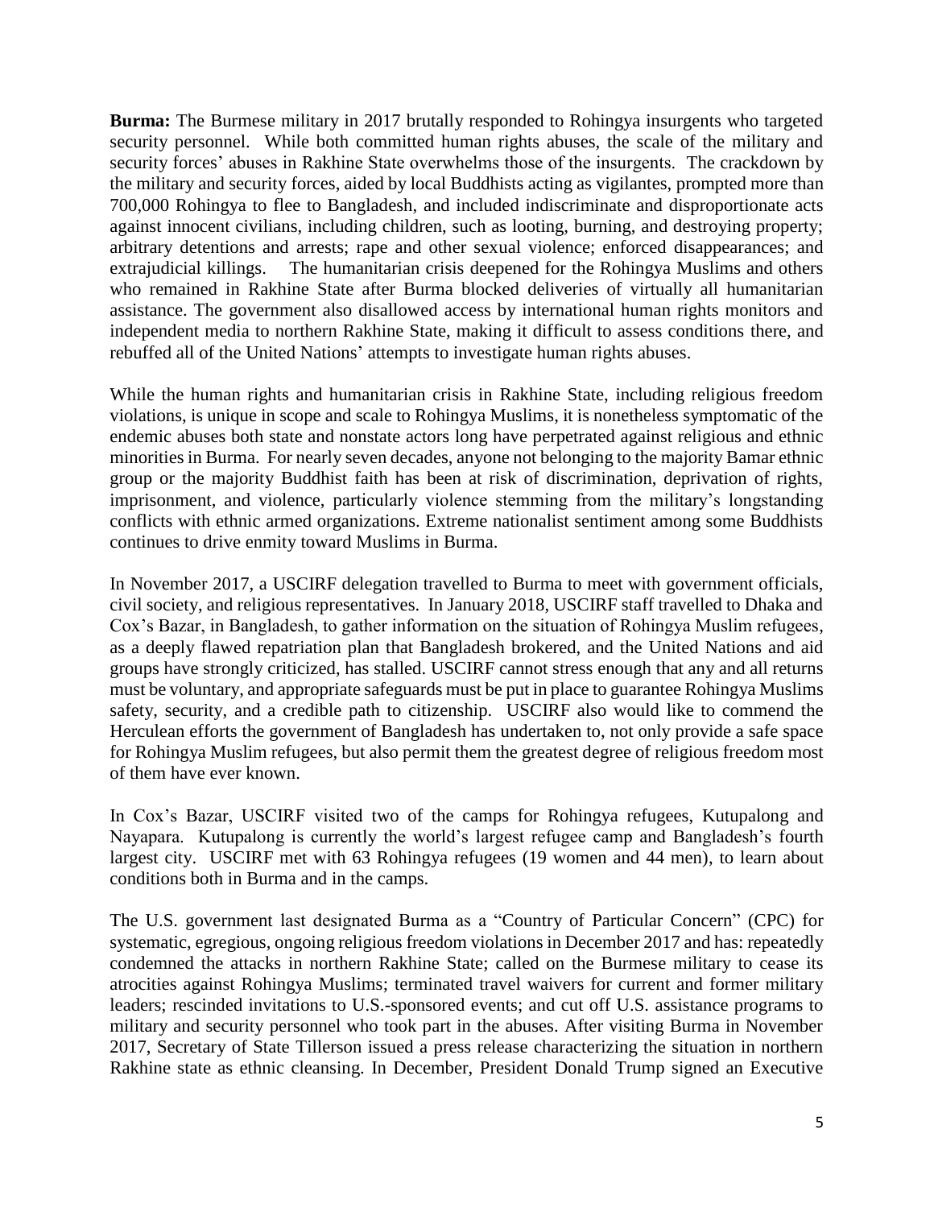**Burma:** The Burmese military in 2017 brutally responded to Rohingya insurgents who targeted security personnel. While both committed human rights abuses, the scale of the military and security forces' abuses in Rakhine State overwhelms those of the insurgents. The crackdown by the military and security forces, aided by local Buddhists acting as vigilantes, prompted more than 700,000 Rohingya to flee to Bangladesh, and included indiscriminate and disproportionate acts against innocent civilians, including children, such as looting, burning, and destroying property; arbitrary detentions and arrests; rape and other sexual violence; enforced disappearances; and extrajudicial killings. The humanitarian crisis deepened for the Rohingya Muslims and others who remained in Rakhine State after Burma blocked deliveries of virtually all humanitarian assistance. The government also disallowed access by international human rights monitors and independent media to northern Rakhine State, making it difficult to assess conditions there, and rebuffed all of the United Nations' attempts to investigate human rights abuses.

While the human rights and humanitarian crisis in Rakhine State, including religious freedom violations, is unique in scope and scale to Rohingya Muslims, it is nonetheless symptomatic of the endemic abuses both state and nonstate actors long have perpetrated against religious and ethnic minorities in Burma. For nearly seven decades, anyone not belonging to the majority Bamar ethnic group or the majority Buddhist faith has been at risk of discrimination, deprivation of rights, imprisonment, and violence, particularly violence stemming from the military's longstanding conflicts with ethnic armed organizations. Extreme nationalist sentiment among some Buddhists continues to drive enmity toward Muslims in Burma.

In November 2017, a USCIRF delegation travelled to Burma to meet with government officials, civil society, and religious representatives. In January 2018, USCIRF staff travelled to Dhaka and Cox's Bazar, in Bangladesh, to gather information on the situation of Rohingya Muslim refugees, as a deeply flawed repatriation plan that Bangladesh brokered, and the United Nations and aid groups have strongly criticized, has stalled. USCIRF cannot stress enough that any and all returns must be voluntary, and appropriate safeguards must be put in place to guarantee Rohingya Muslims safety, security, and a credible path to citizenship. USCIRF also would like to commend the Herculean efforts the government of Bangladesh has undertaken to, not only provide a safe space for Rohingya Muslim refugees, but also permit them the greatest degree of religious freedom most of them have ever known.

In Cox's Bazar, USCIRF visited two of the camps for Rohingya refugees, Kutupalong and Nayapara. Kutupalong is currently the world's largest refugee camp and Bangladesh's fourth largest city. USCIRF met with 63 Rohingya refugees (19 women and 44 men), to learn about conditions both in Burma and in the camps.

The U.S. government last designated Burma as a "Country of Particular Concern" (CPC) for systematic, egregious, ongoing religious freedom violations in December 2017 and has: repeatedly condemned the attacks in northern Rakhine State; called on the Burmese military to cease its atrocities against Rohingya Muslims; terminated travel waivers for current and former military leaders; rescinded invitations to U.S.-sponsored events; and cut off U.S. assistance programs to military and security personnel who took part in the abuses. After visiting Burma in November 2017, Secretary of State Tillerson issued a press release characterizing the situation in northern Rakhine state as ethnic cleansing. In December, President Donald Trump signed an Executive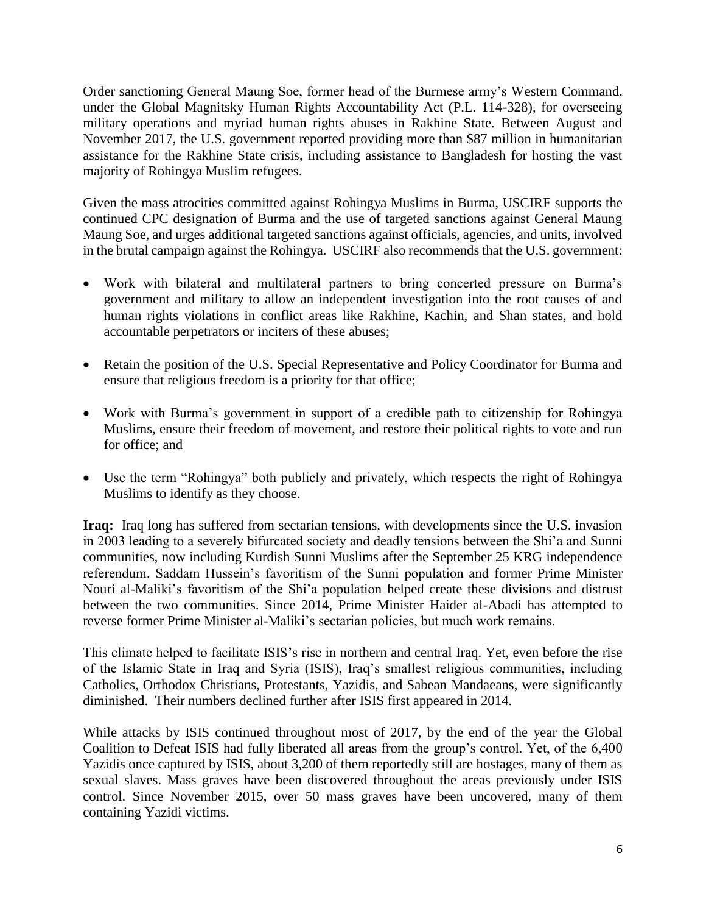Order sanctioning General Maung Soe, former head of the Burmese army's Western Command, under the Global Magnitsky Human Rights Accountability Act (P.L. 114-328), for overseeing military operations and myriad human rights abuses in Rakhine State. Between August and November 2017, the U.S. government reported providing more than $87 million in humanitarian assistance for the Rakhine State crisis, including assistance to Bangladesh for hosting the vast majority of Rohingya Muslim refugees.

Given the mass atrocities committed against Rohingya Muslims in Burma, USCIRF supports the continued CPC designation of Burma and the use of targeted sanctions against General Maung Maung Soe, and urges additional targeted sanctions against officials, agencies, and units, involved in the brutal campaign against the Rohingya. USCIRF also recommends that the U.S. government:

- Work with bilateral and multilateral partners to bring concerted pressure on Burma's government and military to allow an independent investigation into the root causes of and human rights violations in conflict areas like Rakhine, Kachin, and Shan states, and hold accountable perpetrators or inciters of these abuses;
- Retain the position of the U.S. Special Representative and Policy Coordinator for Burma and ensure that religious freedom is a priority for that office;
- Work with Burma's government in support of a credible path to citizenship for Rohingya Muslims, ensure their freedom of movement, and restore their political rights to vote and run for office; and
- Use the term "Rohingya" both publicly and privately, which respects the right of Rohingya Muslims to identify as they choose.

**Iraq:** Iraq long has suffered from sectarian tensions, with developments since the U.S. invasion in 2003 leading to a severely bifurcated society and deadly tensions between the Shi'a and Sunni communities, now including Kurdish Sunni Muslims after the September 25 KRG independence referendum. Saddam Hussein's favoritism of the Sunni population and former Prime Minister Nouri al-Maliki's favoritism of the Shi'a population helped create these divisions and distrust between the two communities. Since 2014, Prime Minister Haider al-Abadi has attempted to reverse former Prime Minister al-Maliki's sectarian policies, but much work remains.

This climate helped to facilitate ISIS's rise in northern and central Iraq. Yet, even before the rise of the Islamic State in Iraq and Syria (ISIS), Iraq's smallest religious communities, including Catholics, Orthodox Christians, Protestants, Yazidis, and Sabean Mandaeans, were significantly diminished. Their numbers declined further after ISIS first appeared in 2014.

While attacks by ISIS continued throughout most of 2017, by the end of the year the Global Coalition to Defeat ISIS had fully liberated all areas from the group's control. Yet, of the 6,400 Yazidis once captured by ISIS, about 3,200 of them reportedly still are hostages, many of them as sexual slaves. Mass graves have been discovered throughout the areas previously under ISIS control. Since November 2015, over 50 mass graves have been uncovered, many of them containing Yazidi victims.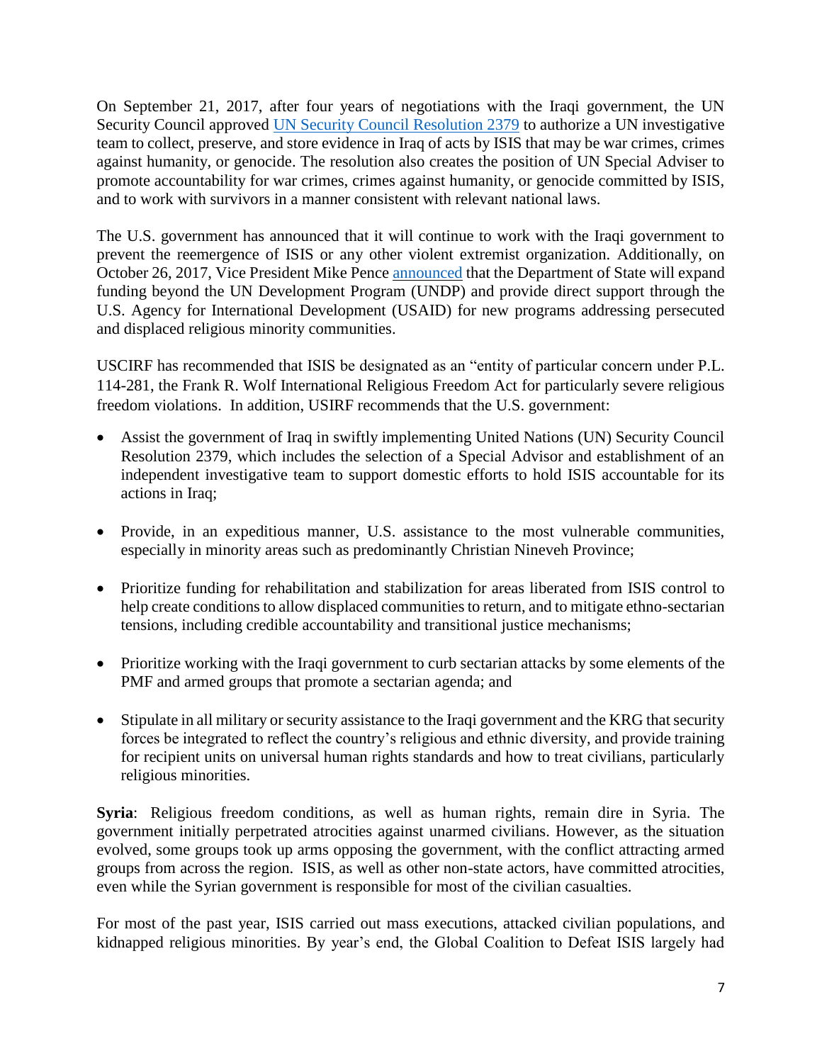On September 21, 2017, after four years of negotiations with the Iraqi government, the UN Security Council approved [UN Security Council Resolution 2379](#) to authorize a UN investigative team to collect, preserve, and store evidence in Iraq of acts by ISIS that may be war crimes, crimes against humanity, or genocide. The resolution also creates the position of UN Special Adviser to promote accountability for war crimes, crimes against humanity, or genocide committed by ISIS, and to work with survivors in a manner consistent with relevant national laws.

The U.S. government has announced that it will continue to work with the Iraqi government to prevent the reemergence of ISIS or any other violent extremist organization. Additionally, on October 26, 2017, Vice President Mike Pence [announced](#) that the Department of State will expand funding beyond the UN Development Program (UNDP) and provide direct support through the U.S. Agency for International Development (USAID) for new programs addressing persecuted and displaced religious minority communities.

USCIRF has recommended that ISIS be designated as an "entity of particular concern under P.L. 114-281, the Frank R. Wolf International Religious Freedom Act for particularly severe religious freedom violations. In addition, USIRF recommends that the U.S. government:

- Assist the government of Iraq in swiftly implementing United Nations (UN) Security Council Resolution 2379, which includes the selection of a Special Advisor and establishment of an independent investigative team to support domestic efforts to hold ISIS accountable for its actions in Iraq;
- Provide, in an expeditious manner, U.S. assistance to the most vulnerable communities, especially in minority areas such as predominantly Christian Nineveh Province;
- Prioritize funding for rehabilitation and stabilization for areas liberated from ISIS control to help create conditions to allow displaced communities to return, and to mitigate ethno-sectarian tensions, including credible accountability and transitional justice mechanisms;
- Prioritize working with the Iraqi government to curb sectarian attacks by some elements of the PMF and armed groups that promote a sectarian agenda; and
- Stipulate in all military or security assistance to the Iraqi government and the KRG that security forces be integrated to reflect the country's religious and ethnic diversity, and provide training for recipient units on universal human rights standards and how to treat civilians, particularly religious minorities.

**Syria**: Religious freedom conditions, as well as human rights, remain dire in Syria. The government initially perpetrated atrocities against unarmed civilians. However, as the situation evolved, some groups took up arms opposing the government, with the conflict attracting armed groups from across the region. ISIS, as well as other non-state actors, have committed atrocities, even while the Syrian government is responsible for most of the civilian casualties.

For most of the past year, ISIS carried out mass executions, attacked civilian populations, and kidnapped religious minorities. By year's end, the Global Coalition to Defeat ISIS largely had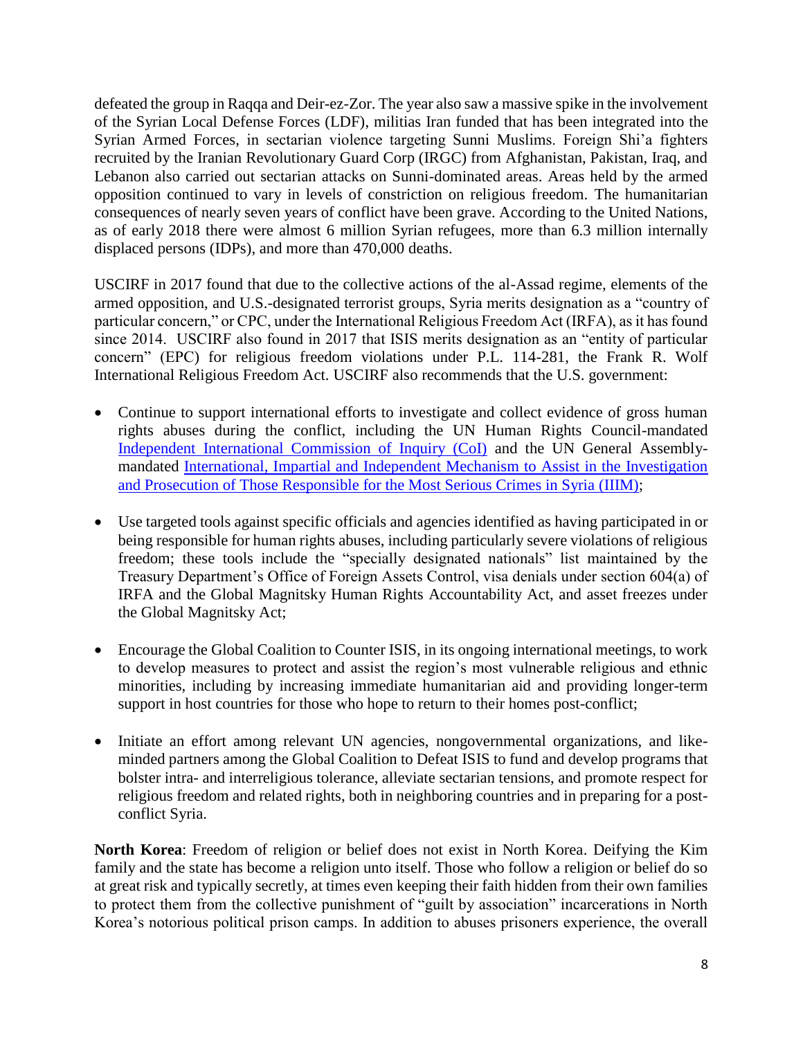defeated the group in Raqqa and Deir-ez-Zor. The year also saw a massive spike in the involvement of the Syrian Local Defense Forces (LDF), militias Iran funded that has been integrated into the Syrian Armed Forces, in sectarian violence targeting Sunni Muslims. Foreign Shi'a fighters recruited by the Iranian Revolutionary Guard Corp (IRGC) from Afghanistan, Pakistan, Iraq, and Lebanon also carried out sectarian attacks on Sunni-dominated areas. Areas held by the armed opposition continued to vary in levels of constriction on religious freedom. The humanitarian consequences of nearly seven years of conflict have been grave. According to the United Nations, as of early 2018 there were almost 6 million Syrian refugees, more than 6.3 million internally displaced persons (IDPs), and more than 470,000 deaths.

USCIRF in 2017 found that due to the collective actions of the al-Assad regime, elements of the armed opposition, and U.S.-designated terrorist groups, Syria merits designation as a "country of particular concern," or CPC, under the International Religious Freedom Act (IRFA), as it has found since 2014. USCIRF also found in 2017 that ISIS merits designation as an "entity of particular concern" (EPC) for religious freedom violations under P.L. 114-281, the Frank R. Wolf International Religious Freedom Act. USCIRF also recommends that the U.S. government:

- Continue to support international efforts to investigate and collect evidence of gross human rights abuses during the conflict, including the UN Human Rights Council-mandated Independent International Commission of Inquiry (CoI) and the UN General Assembly-mandated International, Impartial and Independent Mechanism to Assist in the Investigation and Prosecution of Those Responsible for the Most Serious Crimes in Syria (IIIM);

- Use targeted tools against specific officials and agencies identified as having participated in or being responsible for human rights abuses, including particularly severe violations of religious freedom; these tools include the "specially designated nationals" list maintained by the Treasury Department's Office of Foreign Assets Control, visa denials under section 604(a) of IRFA and the Global Magnitsky Human Rights Accountability Act, and asset freezes under the Global Magnitsky Act;

- Encourage the Global Coalition to Counter ISIS, in its ongoing international meetings, to work to develop measures to protect and assist the region's most vulnerable religious and ethnic minorities, including by increasing immediate humanitarian aid and providing longer-term support in host countries for those who hope to return to their homes post-conflict;

- Initiate an effort among relevant UN agencies, nongovernmental organizations, and like-minded partners among the Global Coalition to Defeat ISIS to fund and develop programs that bolster intra- and interreligious tolerance, alleviate sectarian tensions, and promote respect for religious freedom and related rights, both in neighboring countries and in preparing for a post-conflict Syria.

**North Korea**: Freedom of religion or belief does not exist in North Korea. Deifying the Kim family and the state has become a religion unto itself. Those who follow a religion or belief do so at great risk and typically secretly, at times even keeping their faith hidden from their own families to protect them from the collective punishment of "guilt by association" incarcerations in North Korea's notorious political prison camps. In addition to abuses prisoners experience, the overall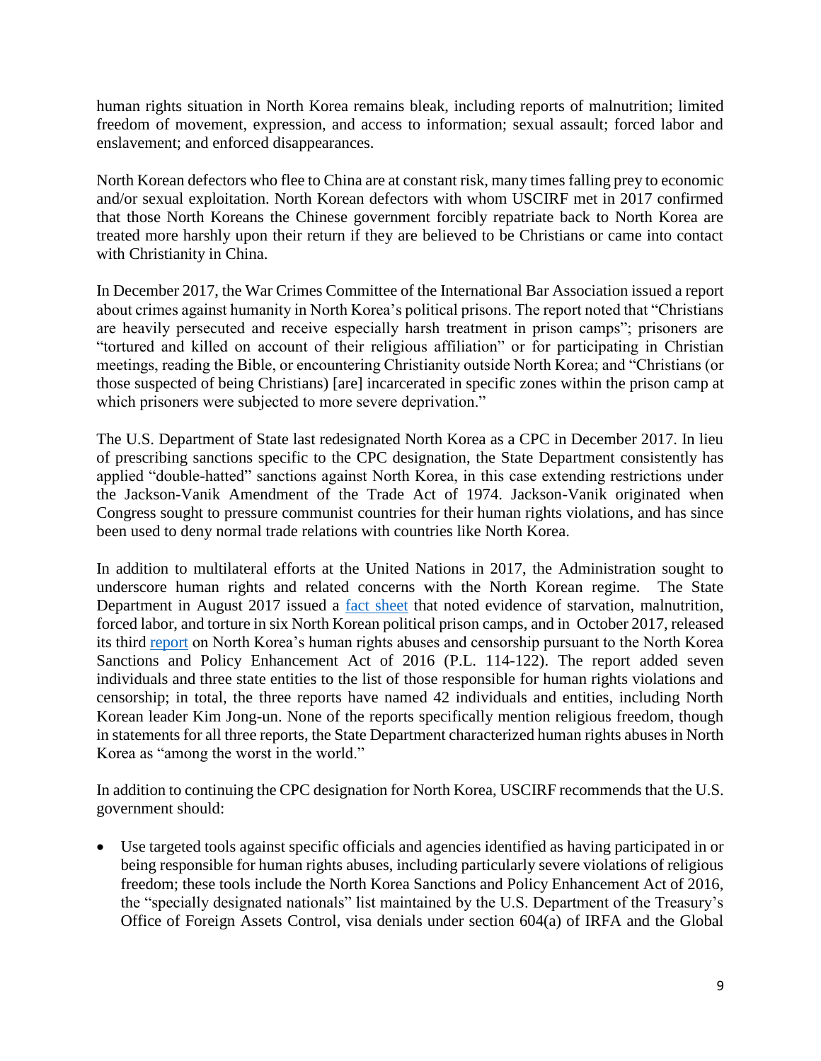human rights situation in North Korea remains bleak, including reports of malnutrition; limited freedom of movement, expression, and access to information; sexual assault; forced labor and enslavement; and enforced disappearances.

North Korean defectors who flee to China are at constant risk, many times falling prey to economic and/or sexual exploitation. North Korean defectors with whom USCIRF met in 2017 confirmed that those North Koreans the Chinese government forcibly repatriate back to North Korea are treated more harshly upon their return if they are believed to be Christians or came into contact with Christianity in China.

In December 2017, the War Crimes Committee of the International Bar Association issued a report about crimes against humanity in North Korea's political prisons. The report noted that "Christians are heavily persecuted and receive especially harsh treatment in prison camps"; prisoners are "tortured and killed on account of their religious affiliation" or for participating in Christian meetings, reading the Bible, or encountering Christianity outside North Korea; and "Christians (or those suspected of being Christians) [are] incarcerated in specific zones within the prison camp at which prisoners were subjected to more severe deprivation."

The U.S. Department of State last redesignated North Korea as a CPC in December 2017. In lieu of prescribing sanctions specific to the CPC designation, the State Department consistently has applied "double-hatted" sanctions against North Korea, in this case extending restrictions under the Jackson-Vanik Amendment of the Trade Act of 1974. Jackson-Vanik originated when Congress sought to pressure communist countries for their human rights violations, and has since been used to deny normal trade relations with countries like North Korea.

In addition to multilateral efforts at the United Nations in 2017, the Administration sought to underscore human rights and related concerns with the North Korean regime. The State Department in August 2017 issued a fact sheet that noted evidence of starvation, malnutrition, forced labor, and torture in six North Korean political prison camps, and in October 2017, released its third report on North Korea's human rights abuses and censorship pursuant to the North Korea Sanctions and Policy Enhancement Act of 2016 (P.L. 114-122). The report added seven individuals and three state entities to the list of those responsible for human rights violations and censorship; in total, the three reports have named 42 individuals and entities, including North Korean leader Kim Jong-un. None of the reports specifically mention religious freedom, though in statements for all three reports, the State Department characterized human rights abuses in North Korea as "among the worst in the world."

In addition to continuing the CPC designation for North Korea, USCIRF recommends that the U.S. government should:

- Use targeted tools against specific officials and agencies identified as having participated in or being responsible for human rights abuses, including particularly severe violations of religious freedom; these tools include the North Korea Sanctions and Policy Enhancement Act of 2016, the "specially designated nationals" list maintained by the U.S. Department of the Treasury's Office of Foreign Assets Control, visa denials under section 604(a) of IRFA and the Global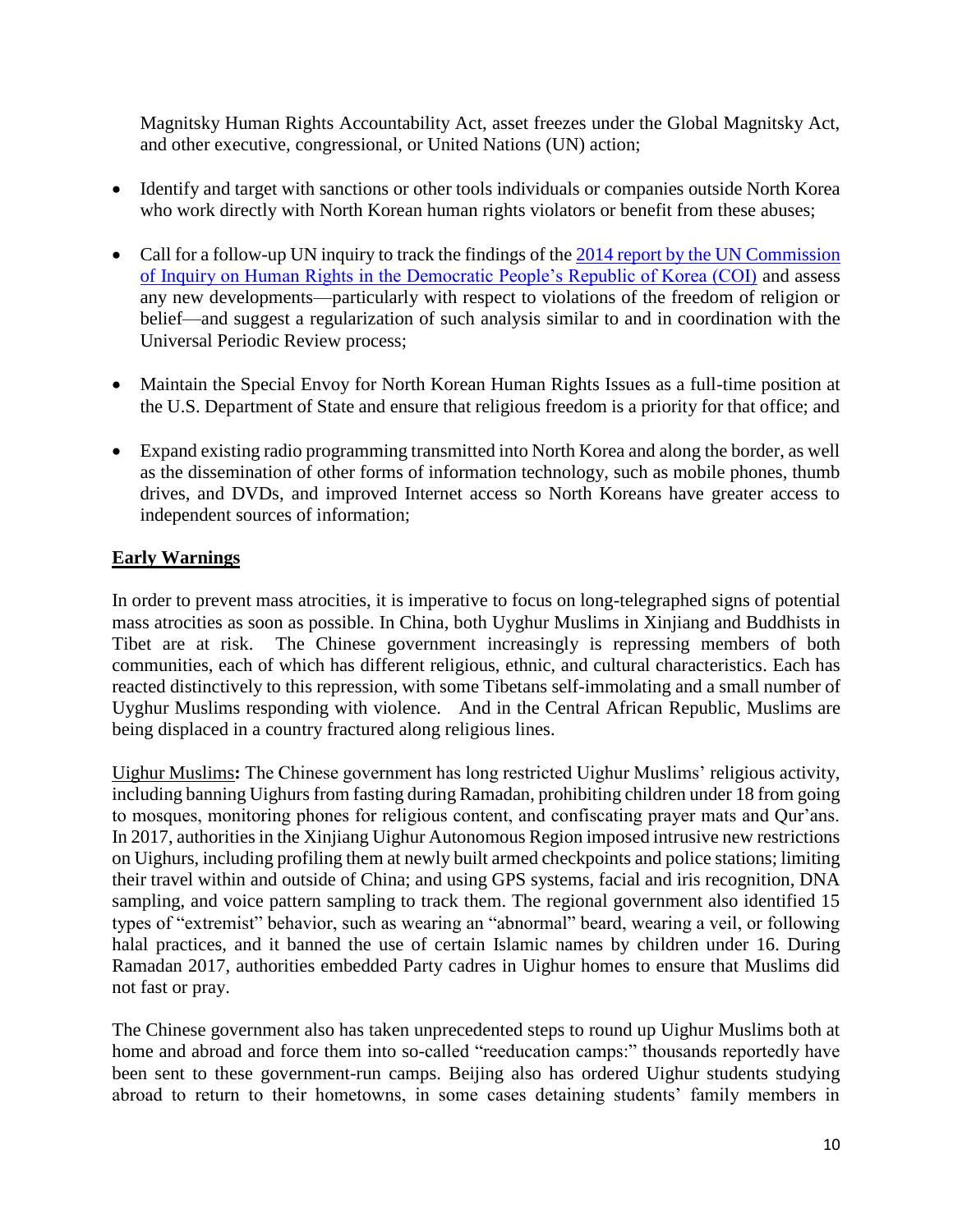Magnitsky Human Rights Accountability Act, asset freezes under the Global Magnitsky Act, and other executive, congressional, or United Nations (UN) action;

- Identify and target with sanctions or other tools individuals or companies outside North Korea who work directly with North Korean human rights violators or benefit from these abuses;
- Call for a follow-up UN inquiry to track the findings of the 2014 report by the UN Commission of Inquiry on Human Rights in the Democratic People's Republic of Korea (COI) and assess any new developments—particularly with respect to violations of the freedom of religion or belief—and suggest a regularization of such analysis similar to and in coordination with the Universal Periodic Review process;
- Maintain the Special Envoy for North Korean Human Rights Issues as a full-time position at the U.S. Department of State and ensure that religious freedom is a priority for that office; and
- Expand existing radio programming transmitted into North Korea and along the border, as well as the dissemination of other forms of information technology, such as mobile phones, thumb drives, and DVDs, and improved Internet access so North Koreans have greater access to independent sources of information;

## Early Warnings

In order to prevent mass atrocities, it is imperative to focus on long-telegraphed signs of potential mass atrocities as soon as possible. In China, both Uyghur Muslims in Xinjiang and Buddhists in Tibet are at risk. The Chinese government increasingly is repressing members of both communities, each of which has different religious, ethnic, and cultural characteristics. Each has reacted distinctively to this repression, with some Tibetans self-immolating and a small number of Uyghur Muslims responding with violence. And in the Central African Republic, Muslims are being displaced in a country fractured along religious lines.

Uighur Muslims**:** The Chinese government has long restricted Uighur Muslims' religious activity, including banning Uighurs from fasting during Ramadan, prohibiting children under 18 from going to mosques, monitoring phones for religious content, and confiscating prayer mats and Qur'ans. In 2017, authorities in the Xinjiang Uighur Autonomous Region imposed intrusive new restrictions on Uighurs, including profiling them at newly built armed checkpoints and police stations; limiting their travel within and outside of China; and using GPS systems, facial and iris recognition, DNA sampling, and voice pattern sampling to track them. The regional government also identified 15 types of "extremist" behavior, such as wearing an "abnormal" beard, wearing a veil, or following halal practices, and it banned the use of certain Islamic names by children under 16. During Ramadan 2017, authorities embedded Party cadres in Uighur homes to ensure that Muslims did not fast or pray.

The Chinese government also has taken unprecedented steps to round up Uighur Muslims both at home and abroad and force them into so-called "reeducation camps:" thousands reportedly have been sent to these government-run camps. Beijing also has ordered Uighur students studying abroad to return to their hometowns, in some cases detaining students' family members in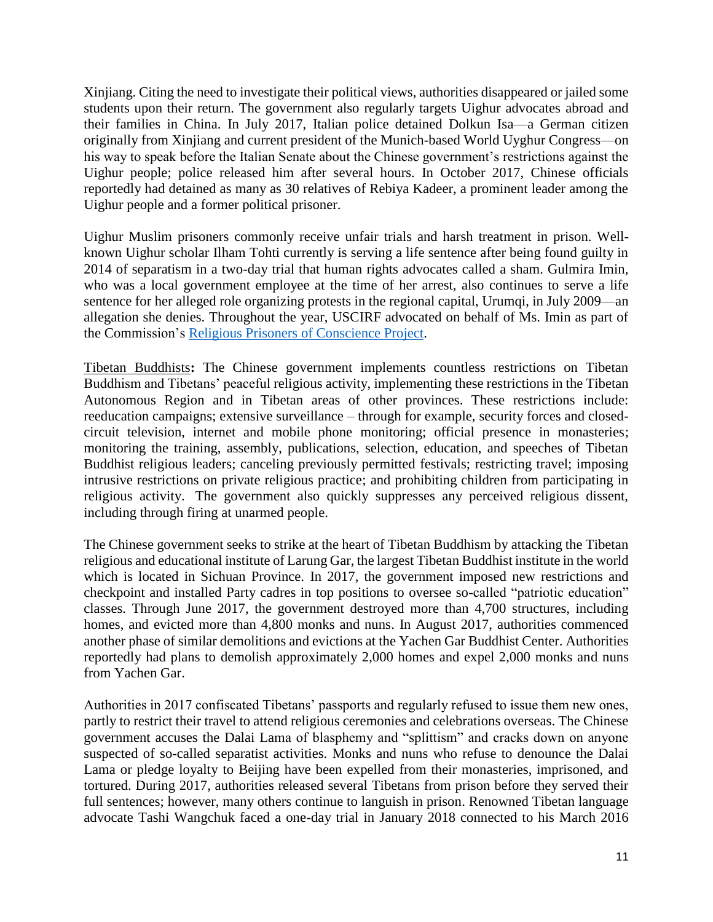Xinjiang. Citing the need to investigate their political views, authorities disappeared or jailed some students upon their return. The government also regularly targets Uighur advocates abroad and their families in China. In July 2017, Italian police detained Dolkun Isa—a German citizen originally from Xinjiang and current president of the Munich-based World Uyghur Congress—on his way to speak before the Italian Senate about the Chinese government's restrictions against the Uighur people; police released him after several hours. In October 2017, Chinese officials reportedly had detained as many as 30 relatives of Rebiya Kadeer, a prominent leader among the Uighur people and a former political prisoner.

Uighur Muslim prisoners commonly receive unfair trials and harsh treatment in prison. Well-known Uighur scholar Ilham Tohti currently is serving a life sentence after being found guilty in 2014 of separatism in a two-day trial that human rights advocates called a sham. Gulmira Imin, who was a local government employee at the time of her arrest, also continues to serve a life sentence for her alleged role organizing protests in the regional capital, Urumqi, in July 2009—an allegation she denies. Throughout the year, USCIRF advocated on behalf of Ms. Imin as part of the Commission's Religious Prisoners of Conscience Project.

Tibetan Buddhists**:** The Chinese government implements countless restrictions on Tibetan Buddhism and Tibetans' peaceful religious activity, implementing these restrictions in the Tibetan Autonomous Region and in Tibetan areas of other provinces. These restrictions include: reeducation campaigns; extensive surveillance – through for example, security forces and closed-circuit television, internet and mobile phone monitoring; official presence in monasteries; monitoring the training, assembly, publications, selection, education, and speeches of Tibetan Buddhist religious leaders; canceling previously permitted festivals; restricting travel; imposing intrusive restrictions on private religious practice; and prohibiting children from participating in religious activity. The government also quickly suppresses any perceived religious dissent, including through firing at unarmed people.

The Chinese government seeks to strike at the heart of Tibetan Buddhism by attacking the Tibetan religious and educational institute of Larung Gar, the largest Tibetan Buddhist institute in the world which is located in Sichuan Province. In 2017, the government imposed new restrictions and checkpoint and installed Party cadres in top positions to oversee so-called "patriotic education" classes. Through June 2017, the government destroyed more than 4,700 structures, including homes, and evicted more than 4,800 monks and nuns. In August 2017, authorities commenced another phase of similar demolitions and evictions at the Yachen Gar Buddhist Center. Authorities reportedly had plans to demolish approximately 2,000 homes and expel 2,000 monks and nuns from Yachen Gar.

Authorities in 2017 confiscated Tibetans' passports and regularly refused to issue them new ones, partly to restrict their travel to attend religious ceremonies and celebrations overseas. The Chinese government accuses the Dalai Lama of blasphemy and "splittism" and cracks down on anyone suspected of so-called separatist activities. Monks and nuns who refuse to denounce the Dalai Lama or pledge loyalty to Beijing have been expelled from their monasteries, imprisoned, and tortured. During 2017, authorities released several Tibetans from prison before they served their full sentences; however, many others continue to languish in prison. Renowned Tibetan language advocate Tashi Wangchuk faced a one-day trial in January 2018 connected to his March 2016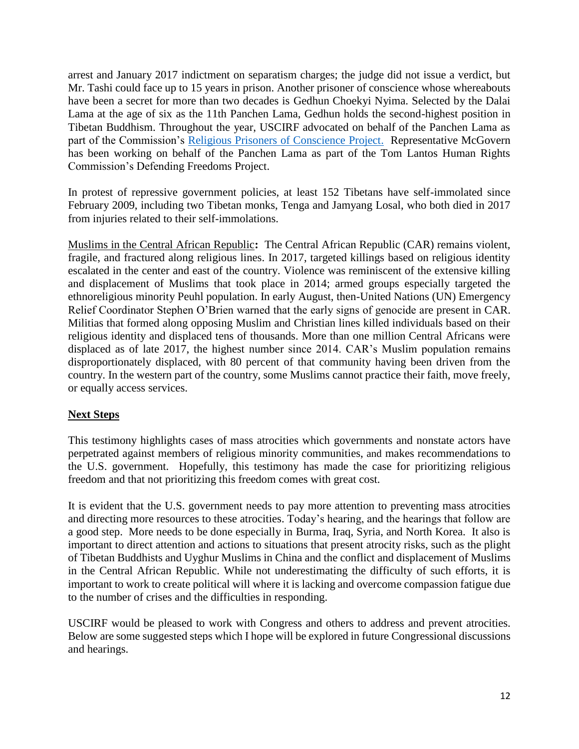arrest and January 2017 indictment on separatism charges; the judge did not issue a verdict, but Mr. Tashi could face up to 15 years in prison. Another prisoner of conscience whose whereabouts have been a secret for more than two decades is Gedhun Choekyi Nyima. Selected by the Dalai Lama at the age of six as the 11th Panchen Lama, Gedhun holds the second-highest position in Tibetan Buddhism. Throughout the year, USCIRF advocated on behalf of the Panchen Lama as part of the Commission's Religious Prisoners of Conscience Project. Representative McGovern has been working on behalf of the Panchen Lama as part of the Tom Lantos Human Rights Commission's Defending Freedoms Project.

In protest of repressive government policies, at least 152 Tibetans have self-immolated since February 2009, including two Tibetan monks, Tenga and Jamyang Losal, who both died in 2017 from injuries related to their self-immolations.

Muslims in the Central African Republic**:** The Central African Republic (CAR) remains violent, fragile, and fractured along religious lines. In 2017, targeted killings based on religious identity escalated in the center and east of the country. Violence was reminiscent of the extensive killing and displacement of Muslims that took place in 2014; armed groups especially targeted the ethnoreligious minority Peuhl population. In early August, then-United Nations (UN) Emergency Relief Coordinator Stephen O'Brien warned that the early signs of genocide are present in CAR. Militias that formed along opposing Muslim and Christian lines killed individuals based on their religious identity and displaced tens of thousands. More than one million Central Africans were displaced as of late 2017, the highest number since 2014. CAR's Muslim population remains disproportionately displaced, with 80 percent of that community having been driven from the country. In the western part of the country, some Muslims cannot practice their faith, move freely, or equally access services.

## Next Steps

This testimony highlights cases of mass atrocities which governments and nonstate actors have perpetrated against members of religious minority communities, and makes recommendations to the U.S. government. Hopefully, this testimony has made the case for prioritizing religious freedom and that not prioritizing this freedom comes with great cost.

It is evident that the U.S. government needs to pay more attention to preventing mass atrocities and directing more resources to these atrocities. Today's hearing, and the hearings that follow are a good step. More needs to be done especially in Burma, Iraq, Syria, and North Korea. It also is important to direct attention and actions to situations that present atrocity risks, such as the plight of Tibetan Buddhists and Uyghur Muslims in China and the conflict and displacement of Muslims in the Central African Republic. While not underestimating the difficulty of such efforts, it is important to work to create political will where it is lacking and overcome compassion fatigue due to the number of crises and the difficulties in responding.

USCIRF would be pleased to work with Congress and others to address and prevent atrocities. Below are some suggested steps which I hope will be explored in future Congressional discussions and hearings.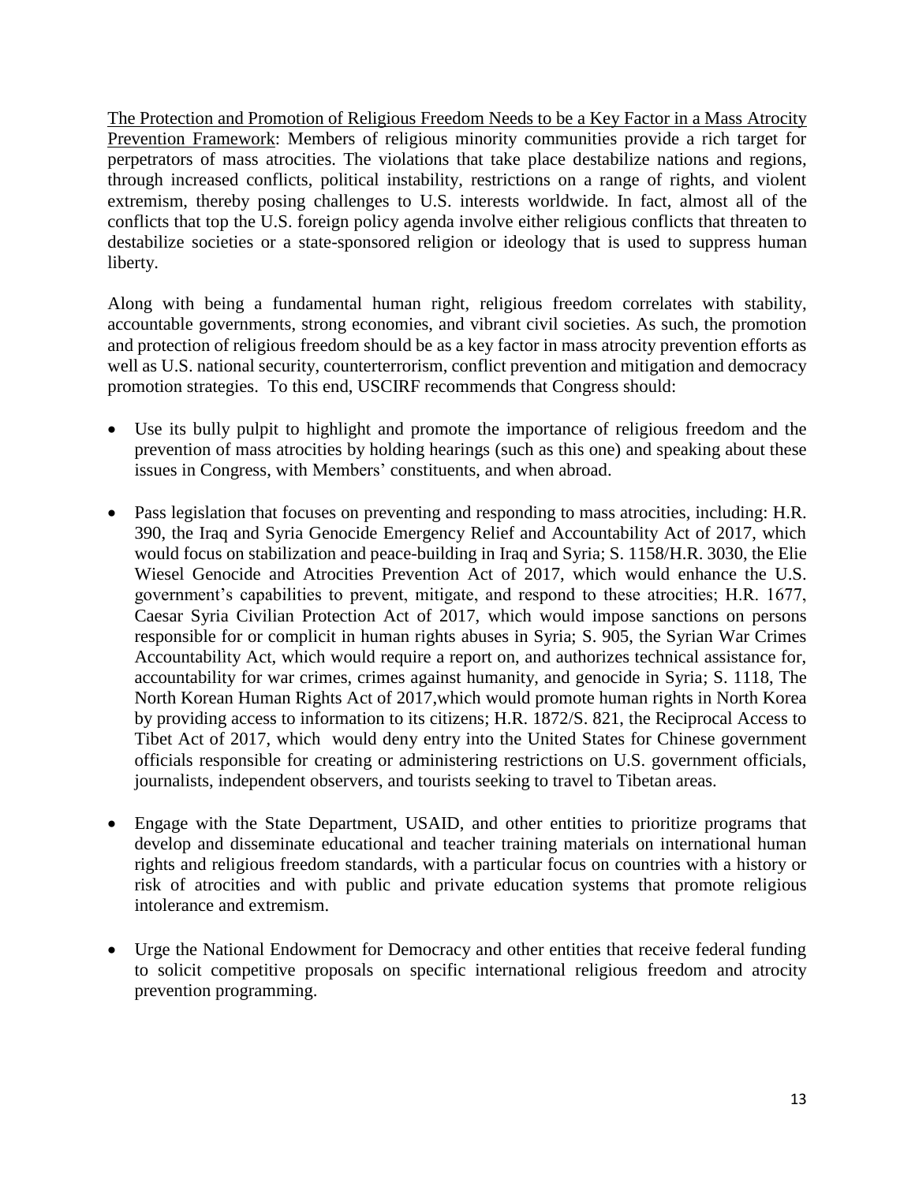<u>The Protection and Promotion of Religious Freedom Needs to be a Key Factor in a Mass Atrocity Prevention Framework</u>: Members of religious minority communities provide a rich target for perpetrators of mass atrocities. The violations that take place destabilize nations and regions, through increased conflicts, political instability, restrictions on a range of rights, and violent extremism, thereby posing challenges to U.S. interests worldwide. In fact, almost all of the conflicts that top the U.S. foreign policy agenda involve either religious conflicts that threaten to destabilize societies or a state-sponsored religion or ideology that is used to suppress human liberty.

Along with being a fundamental human right, religious freedom correlates with stability, accountable governments, strong economies, and vibrant civil societies. As such, the promotion and protection of religious freedom should be as a key factor in mass atrocity prevention efforts as well as U.S. national security, counterterrorism, conflict prevention and mitigation and democracy promotion strategies. To this end, USCIRF recommends that Congress should:

- Use its bully pulpit to highlight and promote the importance of religious freedom and the prevention of mass atrocities by holding hearings (such as this one) and speaking about these issues in Congress, with Members' constituents, and when abroad.

- Pass legislation that focuses on preventing and responding to mass atrocities, including: H.R. 390, the Iraq and Syria Genocide Emergency Relief and Accountability Act of 2017, which would focus on stabilization and peace-building in Iraq and Syria; S. 1158/H.R. 3030, the Elie Wiesel Genocide and Atrocities Prevention Act of 2017, which would enhance the U.S. government's capabilities to prevent, mitigate, and respond to these atrocities; H.R. 1677, Caesar Syria Civilian Protection Act of 2017, which would impose sanctions on persons responsible for or complicit in human rights abuses in Syria; S. 905, the Syrian War Crimes Accountability Act, which would require a report on, and authorizes technical assistance for, accountability for war crimes, crimes against humanity, and genocide in Syria; S. 1118, The North Korean Human Rights Act of 2017,which would promote human rights in North Korea by providing access to information to its citizens; H.R. 1872/S. 821, the Reciprocal Access to Tibet Act of 2017, which would deny entry into the United States for Chinese government officials responsible for creating or administering restrictions on U.S. government officials, journalists, independent observers, and tourists seeking to travel to Tibetan areas.

- Engage with the State Department, USAID, and other entities to prioritize programs that develop and disseminate educational and teacher training materials on international human rights and religious freedom standards, with a particular focus on countries with a history or risk of atrocities and with public and private education systems that promote religious intolerance and extremism.

- Urge the National Endowment for Democracy and other entities that receive federal funding to solicit competitive proposals on specific international religious freedom and atrocity prevention programming.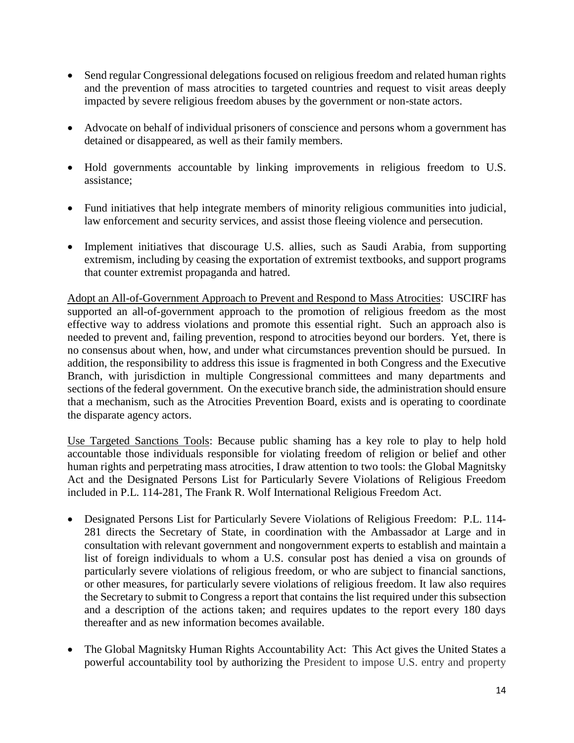- Send regular Congressional delegations focused on religious freedom and related human rights and the prevention of mass atrocities to targeted countries and request to visit areas deeply impacted by severe religious freedom abuses by the government or non-state actors.

- Advocate on behalf of individual prisoners of conscience and persons whom a government has detained or disappeared, as well as their family members.

- Hold governments accountable by linking improvements in religious freedom to U.S. assistance;

- Fund initiatives that help integrate members of minority religious communities into judicial, law enforcement and security services, and assist those fleeing violence and persecution.

- Implement initiatives that discourage U.S. allies, such as Saudi Arabia, from supporting extremism, including by ceasing the exportation of extremist textbooks, and support programs that counter extremist propaganda and hatred.

<u>Adopt an All-of-Government Approach to Prevent and Respond to Mass Atrocities</u>: USCIRF has supported an all-of-government approach to the promotion of religious freedom as the most effective way to address violations and promote this essential right. Such an approach also is needed to prevent and, failing prevention, respond to atrocities beyond our borders. Yet, there is no consensus about when, how, and under what circumstances prevention should be pursued. In addition, the responsibility to address this issue is fragmented in both Congress and the Executive Branch, with jurisdiction in multiple Congressional committees and many departments and sections of the federal government. On the executive branch side, the administration should ensure that a mechanism, such as the Atrocities Prevention Board, exists and is operating to coordinate the disparate agency actors.

<u>Use Targeted Sanctions Tools</u>: Because public shaming has a key role to play to help hold accountable those individuals responsible for violating freedom of religion or belief and other human rights and perpetrating mass atrocities, I draw attention to two tools: the Global Magnitsky Act and the Designated Persons List for Particularly Severe Violations of Religious Freedom included in P.L. 114-281, The Frank R. Wolf International Religious Freedom Act.

- Designated Persons List for Particularly Severe Violations of Religious Freedom: P.L. 114-281 directs the Secretary of State, in coordination with the Ambassador at Large and in consultation with relevant government and nongovernment experts to establish and maintain a list of foreign individuals to whom a U.S. consular post has denied a visa on grounds of particularly severe violations of religious freedom, or who are subject to financial sanctions, or other measures, for particularly severe violations of religious freedom. It law also requires the Secretary to submit to Congress a report that contains the list required under this subsection and a description of the actions taken; and requires updates to the report every 180 days thereafter and as new information becomes available.

- The Global Magnitsky Human Rights Accountability Act: This Act gives the United States a powerful accountability tool by authorizing the President to impose U.S. entry and property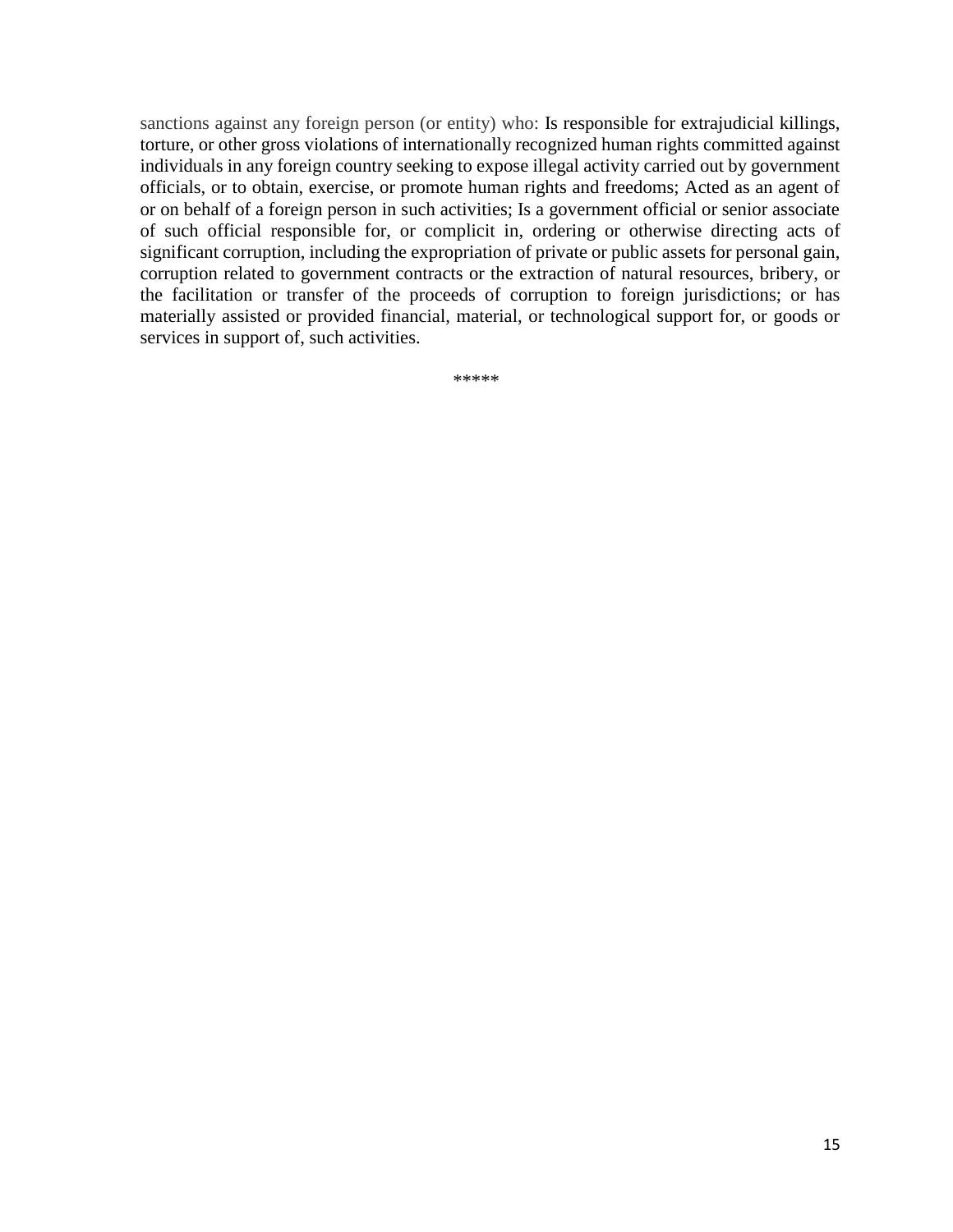sanctions against any foreign person (or entity) who: Is responsible for extrajudicial killings, torture, or other gross violations of internationally recognized human rights committed against individuals in any foreign country seeking to expose illegal activity carried out by government officials, or to obtain, exercise, or promote human rights and freedoms; Acted as an agent of or on behalf of a foreign person in such activities; Is a government official or senior associate of such official responsible for, or complicit in, ordering or otherwise directing acts of significant corruption, including the expropriation of private or public assets for personal gain, corruption related to government contracts or the extraction of natural resources, bribery, or the facilitation or transfer of the proceeds of corruption to foreign jurisdictions; or has materially assisted or provided financial, material, or technological support for, or goods or services in support of, such activities.

*****